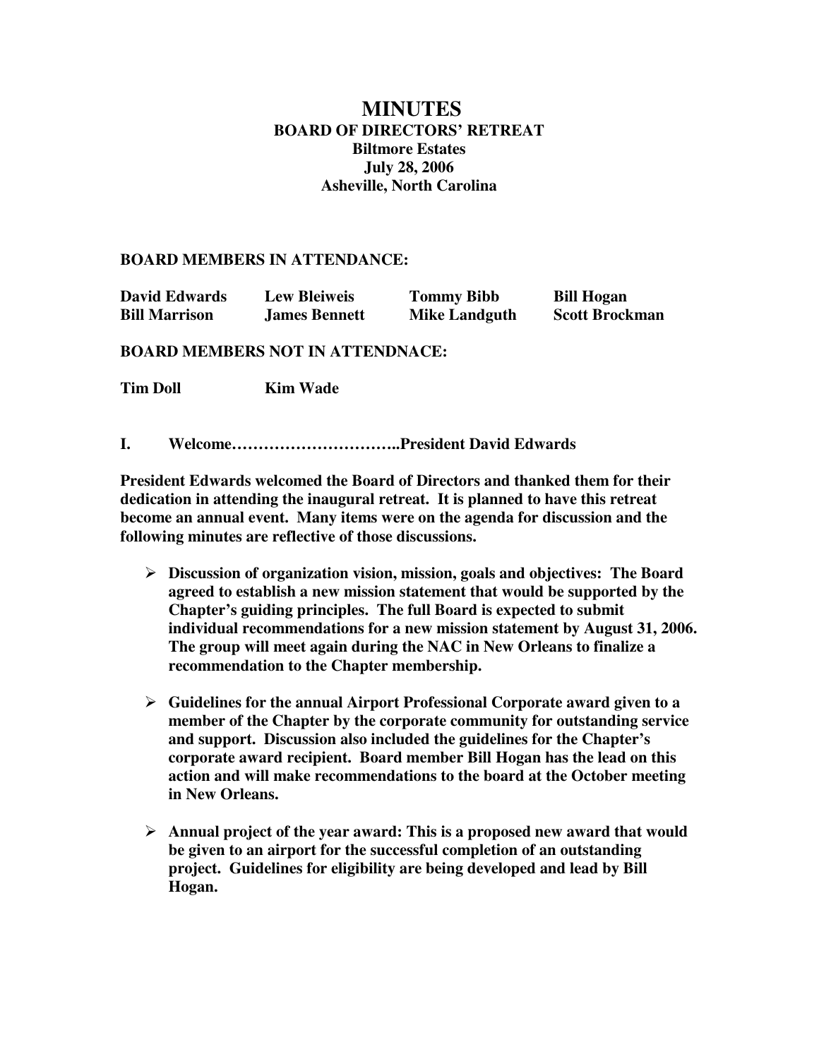# MINUTES

## BOARD OF DIRECTORS' RETREAT

**Biltmore Estates**
**July 28, 2006**
**Asheville, North Carolina**

**BOARD MEMBERS IN ATTENDANCE:**

| | | | |
|---|---|---|---|
| **David Edwards** | **Lew Bleiweis** | **Tommy Bibb** | **Bill Hogan** |
| **Bill Marrison** | **James Bennett** | **Mike Landguth** | **Scott Brockman** |

**BOARD MEMBERS NOT IN ATTENDNACE:**

**Tim Doll** **Kim Wade**

**I. Welcome…………………………..President David Edwards**

**President Edwards welcomed the Board of Directors and thanked them for their dedication in attending the inaugural retreat. It is planned to have this retreat become an annual event. Many items were on the agenda for discussion and the following minutes are reflective of those discussions.**

- **Discussion of organization vision, mission, goals and objectives: The Board agreed to establish a new mission statement that would be supported by the Chapter's guiding principles. The full Board is expected to submit individual recommendations for a new mission statement by August 31, 2006. The group will meet again during the NAC in New Orleans to finalize a recommendation to the Chapter membership.**
- **Guidelines for the annual Airport Professional Corporate award given to a member of the Chapter by the corporate community for outstanding service and support. Discussion also included the guidelines for the Chapter's corporate award recipient. Board member Bill Hogan has the lead on this action and will make recommendations to the board at the October meeting in New Orleans.**
- **Annual project of the year award: This is a proposed new award that would be given to an airport for the successful completion of an outstanding project. Guidelines for eligibility are being developed and lead by Bill Hogan.**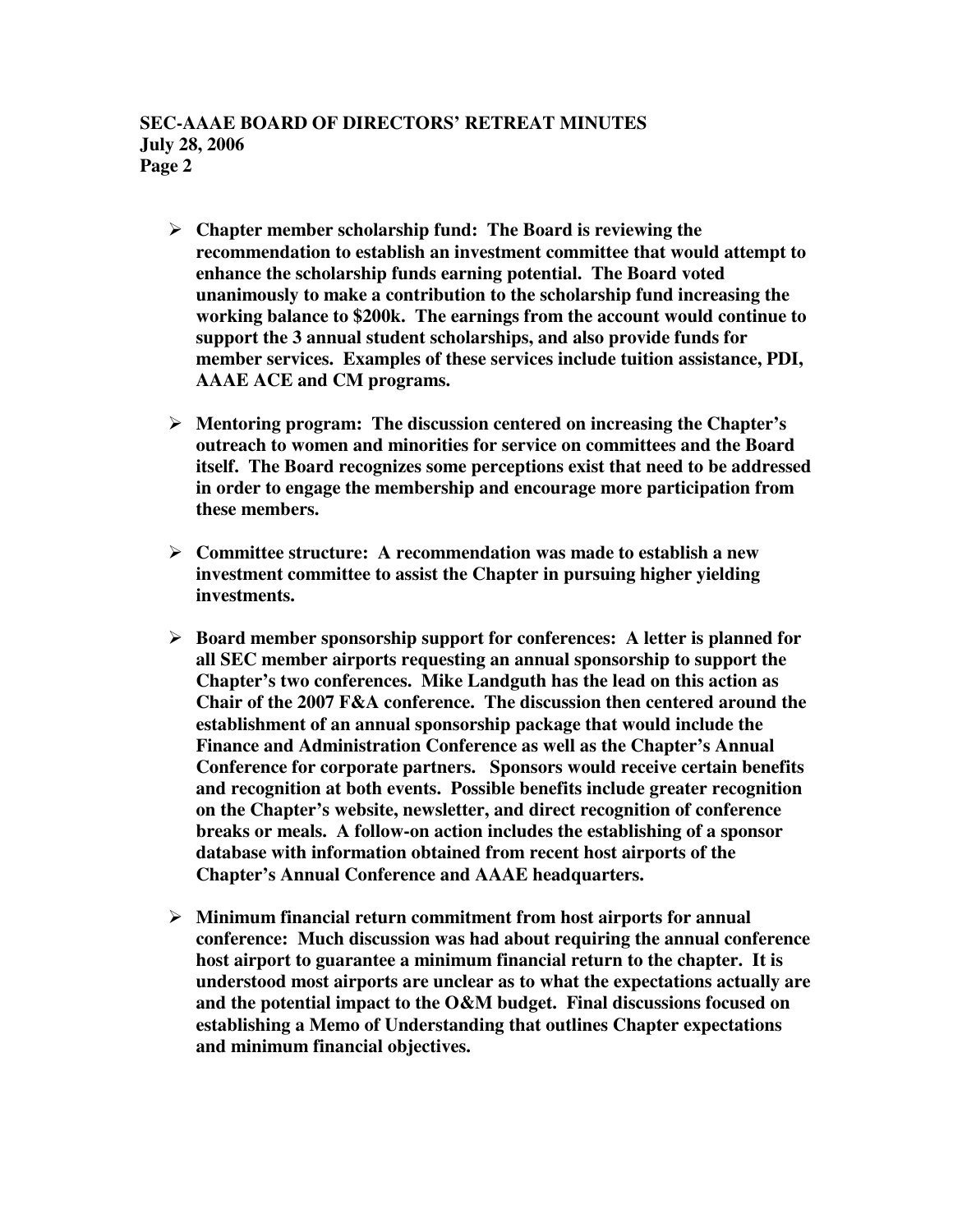- **Chapter member scholarship fund: The Board is reviewing the recommendation to establish an investment committee that would attempt to enhance the scholarship funds earning potential. The Board voted unanimously to make a contribution to the scholarship fund increasing the working balance to $200k. The earnings from the account would continue to support the 3 annual student scholarships, and also provide funds for member services. Examples of these services include tuition assistance, PDI, AAAE ACE and CM programs.**

- **Mentoring program: The discussion centered on increasing the Chapter's outreach to women and minorities for service on committees and the Board itself. The Board recognizes some perceptions exist that need to be addressed in order to engage the membership and encourage more participation from these members.**

- **Committee structure: A recommendation was made to establish a new investment committee to assist the Chapter in pursuing higher yielding investments.**

- **Board member sponsorship support for conferences: A letter is planned for all SEC member airports requesting an annual sponsorship to support the Chapter's two conferences. Mike Landguth has the lead on this action as Chair of the 2007 F&A conference. The discussion then centered around the establishment of an annual sponsorship package that would include the Finance and Administration Conference as well as the Chapter's Annual Conference for corporate partners. Sponsors would receive certain benefits and recognition at both events. Possible benefits include greater recognition on the Chapter's website, newsletter, and direct recognition of conference breaks or meals. A follow-on action includes the establishing of a sponsor database with information obtained from recent host airports of the Chapter's Annual Conference and AAAE headquarters.**

- **Minimum financial return commitment from host airports for annual conference: Much discussion was had about requiring the annual conference host airport to guarantee a minimum financial return to the chapter. It is understood most airports are unclear as to what the expectations actually are and the potential impact to the O&M budget. Final discussions focused on establishing a Memo of Understanding that outlines Chapter expectations and minimum financial objectives.**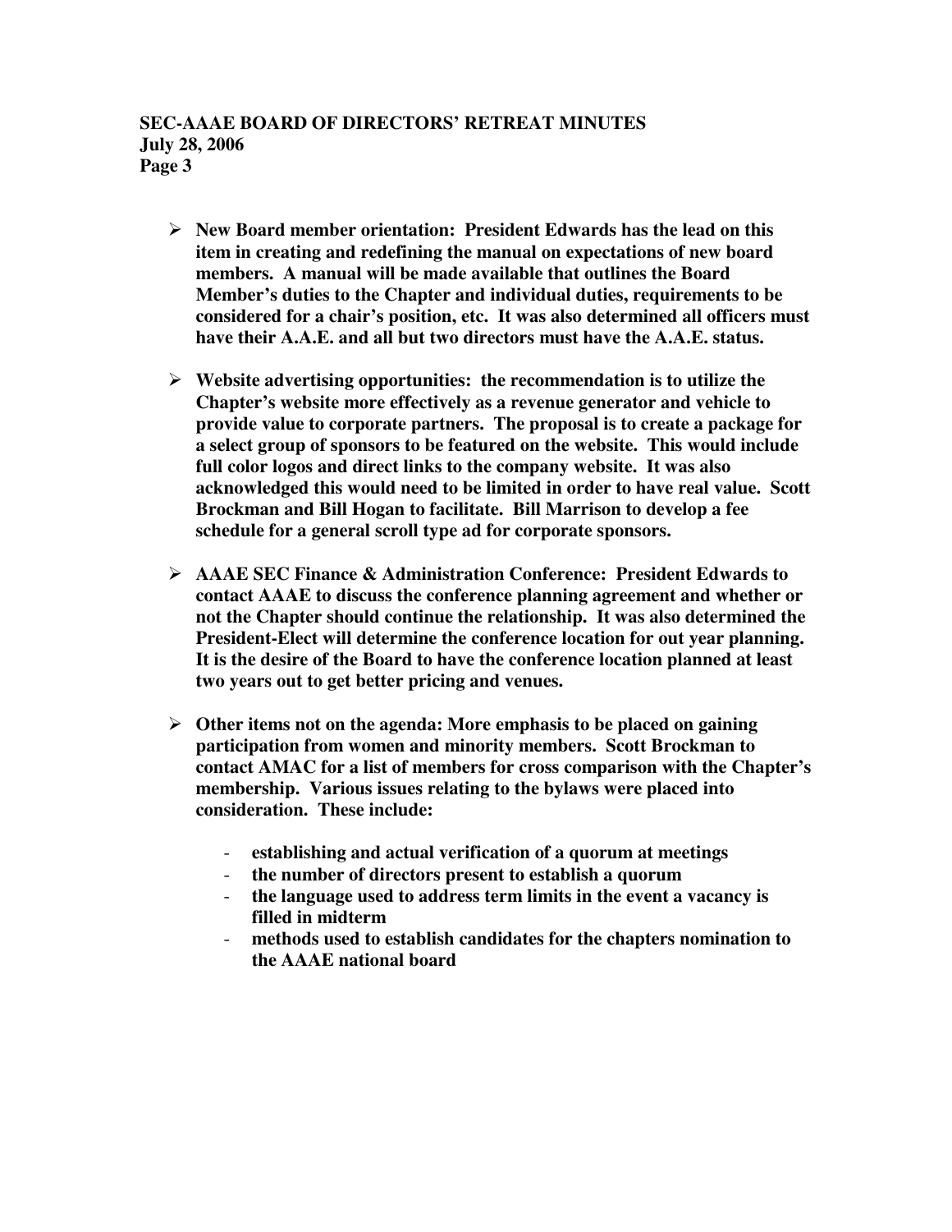- **New Board member orientation: President Edwards has the lead on this item in creating and redefining the manual on expectations of new board members. A manual will be made available that outlines the Board Member's duties to the Chapter and individual duties, requirements to be considered for a chair's position, etc. It was also determined all officers must have their A.A.E. and all but two directors must have the A.A.E. status.**

- **Website advertising opportunities: the recommendation is to utilize the Chapter's website more effectively as a revenue generator and vehicle to provide value to corporate partners. The proposal is to create a package for a select group of sponsors to be featured on the website. This would include full color logos and direct links to the company website. It was also acknowledged this would need to be limited in order to have real value. Scott Brockman and Bill Hogan to facilitate. Bill Marrison to develop a fee schedule for a general scroll type ad for corporate sponsors.**

- **AAAE SEC Finance & Administration Conference: President Edwards to contact AAAE to discuss the conference planning agreement and whether or not the Chapter should continue the relationship. It was also determined the President-Elect will determine the conference location for out year planning. It is the desire of the Board to have the conference location planned at least two years out to get better pricing and venues.**

- **Other items not on the agenda: More emphasis to be placed on gaining participation from women and minority members. Scott Brockman to contact AMAC for a list of members for cross comparison with the Chapter's membership. Various issues relating to the bylaws were placed into consideration. These include:**

  - **establishing and actual verification of a quorum at meetings**
  - **the number of directors present to establish a quorum**
  - **the language used to address term limits in the event a vacancy is filled in midterm**
  - **methods used to establish candidates for the chapters nomination to the AAAE national board**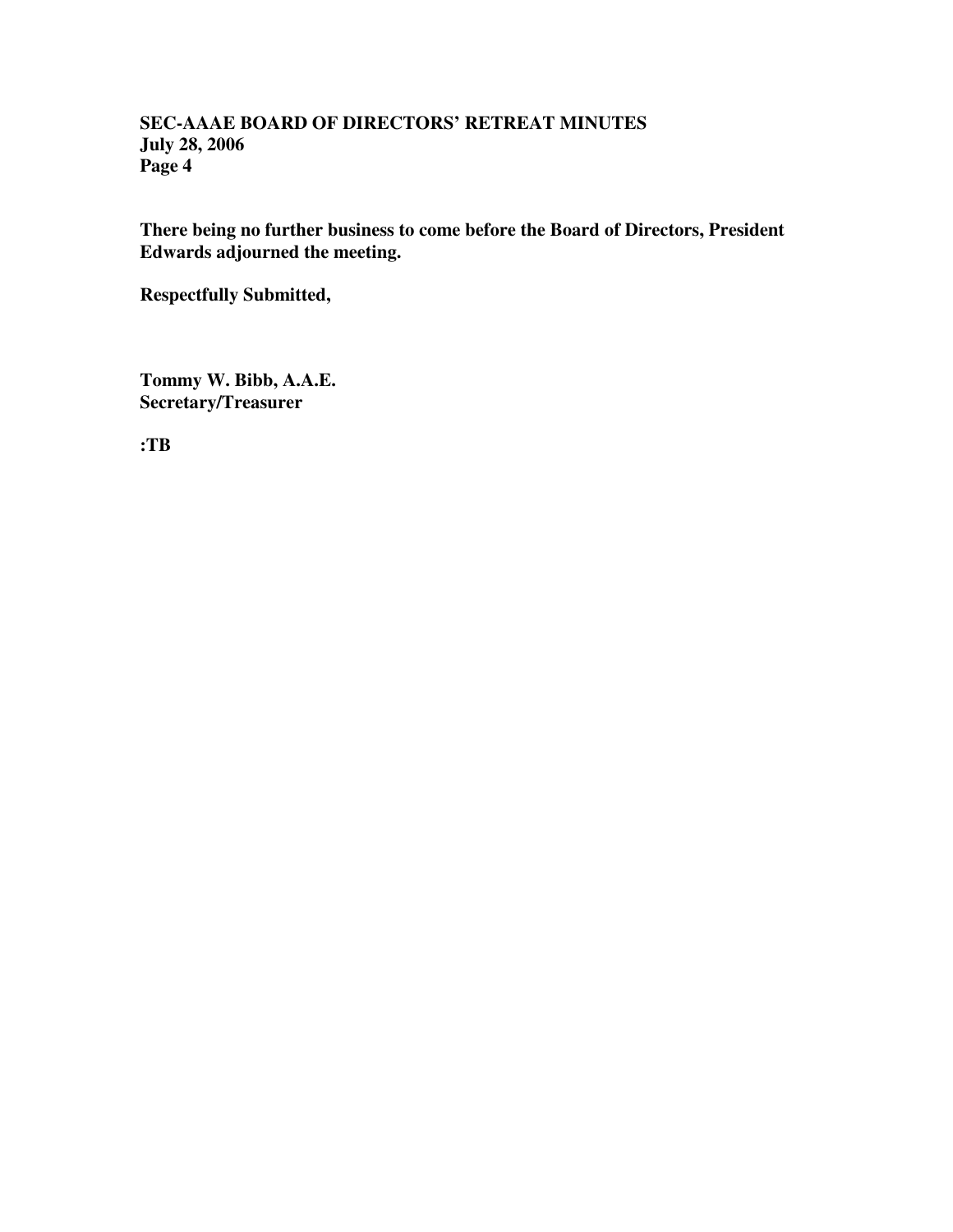**There being no further business to come before the Board of Directors, President Edwards adjourned the meeting.**

**Respectfully Submitted,**

**Tommy W. Bibb, A.A.E.**
**Secretary/Treasurer**

**:TB**